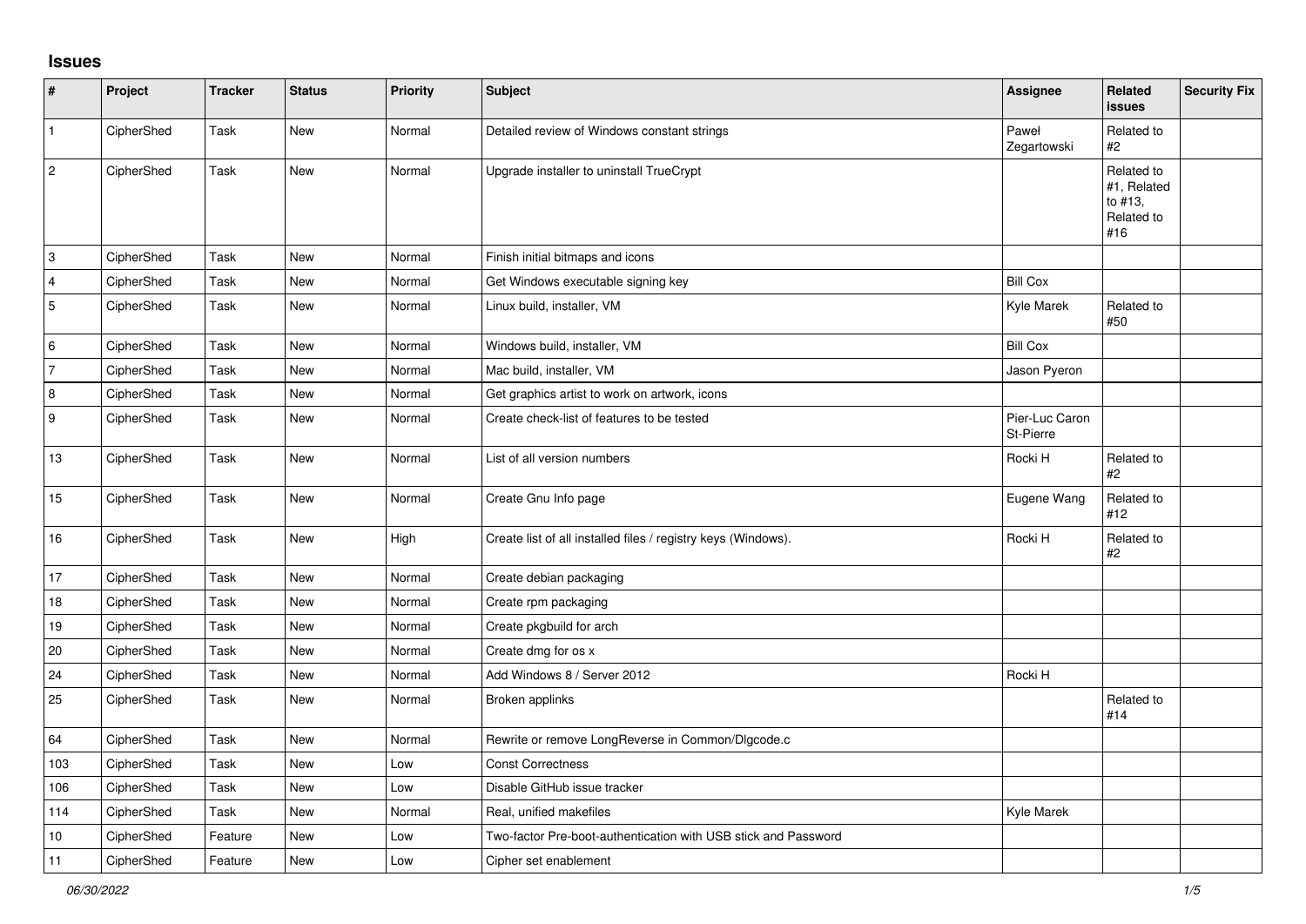## Issues

| # | Project | Tracker | Status | Priority | Subject | Assignee | Related issues | Security Fix |
|---|---|---|---|---|---|---|---|---|
| 1 | CipherShed | Task | New | Normal | Detailed review of Windows constant strings | Paweł Zegartowski | Related to #2 | |
| 2 | CipherShed | Task | New | Normal | Upgrade installer to uninstall TrueCrypt | | Related to #1, Related to #13, Related to #16 | |
| 3 | CipherShed | Task | New | Normal | Finish initial bitmaps and icons | | | |
| 4 | CipherShed | Task | New | Normal | Get Windows executable signing key | Bill Cox | | |
| 5 | CipherShed | Task | New | Normal | Linux build, installer, VM | Kyle Marek | Related to #50 | |
| 6 | CipherShed | Task | New | Normal | Windows build, installer, VM | Bill Cox | | |
| 7 | CipherShed | Task | New | Normal | Mac build, installer, VM | Jason Pyeron | | |
| 8 | CipherShed | Task | New | Normal | Get graphics artist to work on artwork, icons | | | |
| 9 | CipherShed | Task | New | Normal | Create check-list of features to be tested | Pier-Luc Caron St-Pierre | | |
| 13 | CipherShed | Task | New | Normal | List of all version numbers | Rocki H | Related to #2 | |
| 15 | CipherShed | Task | New | Normal | Create Gnu Info page | Eugene Wang | Related to #12 | |
| 16 | CipherShed | Task | New | High | Create list of all installed files / registry keys (Windows). | Rocki H | Related to #2 | |
| 17 | CipherShed | Task | New | Normal | Create debian packaging | | | |
| 18 | CipherShed | Task | New | Normal | Create rpm packaging | | | |
| 19 | CipherShed | Task | New | Normal | Create pkgbuild for arch | | | |
| 20 | CipherShed | Task | New | Normal | Create dmg for os x | | | |
| 24 | CipherShed | Task | New | Normal | Add Windows 8 / Server 2012 | Rocki H | | |
| 25 | CipherShed | Task | New | Normal | Broken applinks | | Related to #14 | |
| 64 | CipherShed | Task | New | Normal | Rewrite or remove LongReverse in Common/Dlgcode.c | | | |
| 103 | CipherShed | Task | New | Low | Const Correctness | | | |
| 106 | CipherShed | Task | New | Low | Disable GitHub issue tracker | | | |
| 114 | CipherShed | Task | New | Normal | Real, unified makefiles | Kyle Marek | | |
| 10 | CipherShed | Feature | New | Low | Two-factor Pre-boot-authentication with USB stick and Password | | | |
| 11 | CipherShed | Feature | New | Low | Cipher set enablement | | | |

*06/30/2022*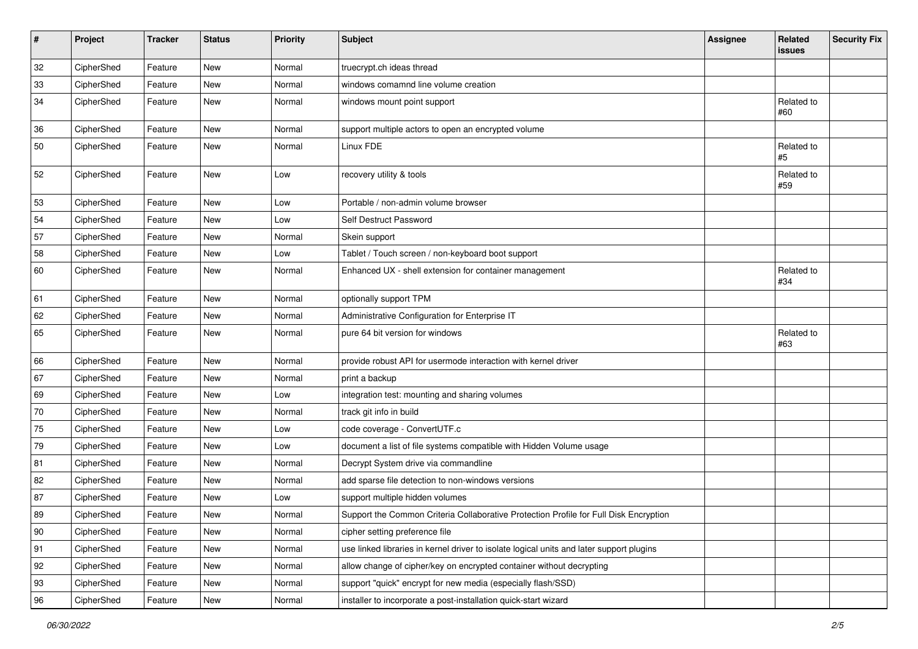| # | Project | Tracker | Status | Priority | Subject | Assignee | Related issues | Security Fix |
|---|---|---|---|---|---|---|---|---|
| 32 | CipherShed | Feature | New | Normal | truecrypt.ch ideas thread | | | |
| 33 | CipherShed | Feature | New | Normal | windows comamnd line volume creation | | | |
| 34 | CipherShed | Feature | New | Normal | windows mount point support | | Related to #60 | |
| 36 | CipherShed | Feature | New | Normal | support multiple actors to open an encrypted volume | | | |
| 50 | CipherShed | Feature | New | Normal | Linux FDE | | Related to #5 | |
| 52 | CipherShed | Feature | New | Low | recovery utility & tools | | Related to #59 | |
| 53 | CipherShed | Feature | New | Low | Portable / non-admin volume browser | | | |
| 54 | CipherShed | Feature | New | Low | Self Destruct Password | | | |
| 57 | CipherShed | Feature | New | Normal | Skein support | | | |
| 58 | CipherShed | Feature | New | Low | Tablet / Touch screen / non-keyboard boot support | | | |
| 60 | CipherShed | Feature | New | Normal | Enhanced UX - shell extension for container management | | Related to #34 | |
| 61 | CipherShed | Feature | New | Normal | optionally support TPM | | | |
| 62 | CipherShed | Feature | New | Normal | Administrative Configuration for Enterprise IT | | | |
| 65 | CipherShed | Feature | New | Normal | pure 64 bit version for windows | | Related to #63 | |
| 66 | CipherShed | Feature | New | Normal | provide robust API for usermode interaction with kernel driver | | | |
| 67 | CipherShed | Feature | New | Normal | print a backup | | | |
| 69 | CipherShed | Feature | New | Low | integration test: mounting and sharing volumes | | | |
| 70 | CipherShed | Feature | New | Normal | track git info in build | | | |
| 75 | CipherShed | Feature | New | Low | code coverage - ConvertUTF.c | | | |
| 79 | CipherShed | Feature | New | Low | document a list of file systems compatible with Hidden Volume usage | | | |
| 81 | CipherShed | Feature | New | Normal | Decrypt System drive via commandline | | | |
| 82 | CipherShed | Feature | New | Normal | add sparse file detection to non-windows versions | | | |
| 87 | CipherShed | Feature | New | Low | support multiple hidden volumes | | | |
| 89 | CipherShed | Feature | New | Normal | Support the Common Criteria Collaborative Protection Profile for Full Disk Encryption | | | |
| 90 | CipherShed | Feature | New | Normal | cipher setting preference file | | | |
| 91 | CipherShed | Feature | New | Normal | use linked libraries in kernel driver to isolate logical units and later support plugins | | | |
| 92 | CipherShed | Feature | New | Normal | allow change of cipher/key on encrypted container without decrypting | | | |
| 93 | CipherShed | Feature | New | Normal | support "quick" encrypt for new media (especially flash/SSD) | | | |
| 96 | CipherShed | Feature | New | Normal | installer to incorporate a post-installation quick-start wizard | | | |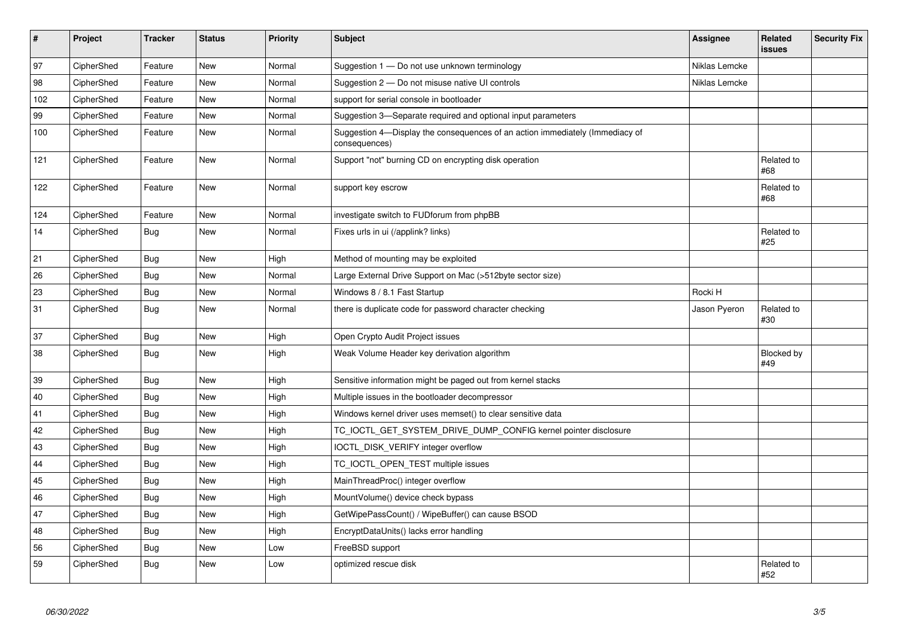| # | Project | Tracker | Status | Priority | Subject | Assignee | Related issues | Security Fix |
|---|---|---|---|---|---|---|---|---|
| 97 | CipherShed | Feature | New | Normal | Suggestion 1 — Do not use unknown terminology | Niklas Lemcke | | |
| 98 | CipherShed | Feature | New | Normal | Suggestion 2 — Do not misuse native UI controls | Niklas Lemcke | | |
| 102 | CipherShed | Feature | New | Normal | support for serial console in bootloader | | | |
| 99 | CipherShed | Feature | New | Normal | Suggestion 3—Separate required and optional input parameters | | | |
| 100 | CipherShed | Feature | New | Normal | Suggestion 4—Display the consequences of an action immediately (Immediacy of consequences) | | | |
| 121 | CipherShed | Feature | New | Normal | Support "not" burning CD on encrypting disk operation | | Related to #68 | |
| 122 | CipherShed | Feature | New | Normal | support key escrow | | Related to #68 | |
| 124 | CipherShed | Feature | New | Normal | investigate switch to FUDforum from phpBB | | | |
| 14 | CipherShed | Bug | New | Normal | Fixes urls in ui (/applink? links) | | Related to #25 | |
| 21 | CipherShed | Bug | New | High | Method of mounting may be exploited | | | |
| 26 | CipherShed | Bug | New | Normal | Large External Drive Support on Mac (>512byte sector size) | | | |
| 23 | CipherShed | Bug | New | Normal | Windows 8 / 8.1 Fast Startup | Rocki H | | |
| 31 | CipherShed | Bug | New | Normal | there is duplicate code for password character checking | Jason Pyeron | Related to #30 | |
| 37 | CipherShed | Bug | New | High | Open Crypto Audit Project issues | | | |
| 38 | CipherShed | Bug | New | High | Weak Volume Header key derivation algorithm | | Blocked by #49 | |
| 39 | CipherShed | Bug | New | High | Sensitive information might be paged out from kernel stacks | | | |
| 40 | CipherShed | Bug | New | High | Multiple issues in the bootloader decompressor | | | |
| 41 | CipherShed | Bug | New | High | Windows kernel driver uses memset() to clear sensitive data | | | |
| 42 | CipherShed | Bug | New | High | TC_IOCTL_GET_SYSTEM_DRIVE_DUMP_CONFIG kernel pointer disclosure | | | |
| 43 | CipherShed | Bug | New | High | IOCTL_DISK_VERIFY integer overflow | | | |
| 44 | CipherShed | Bug | New | High | TC_IOCTL_OPEN_TEST multiple issues | | | |
| 45 | CipherShed | Bug | New | High | MainThreadProc() integer overflow | | | |
| 46 | CipherShed | Bug | New | High | MountVolume() device check bypass | | | |
| 47 | CipherShed | Bug | New | High | GetWipePassCount() / WipeBuffer() can cause BSOD | | | |
| 48 | CipherShed | Bug | New | High | EncryptDataUnits() lacks error handling | | | |
| 56 | CipherShed | Bug | New | Low | FreeBSD support | | | |
| 59 | CipherShed | Bug | New | Low | optimized rescue disk | | Related to #52 | |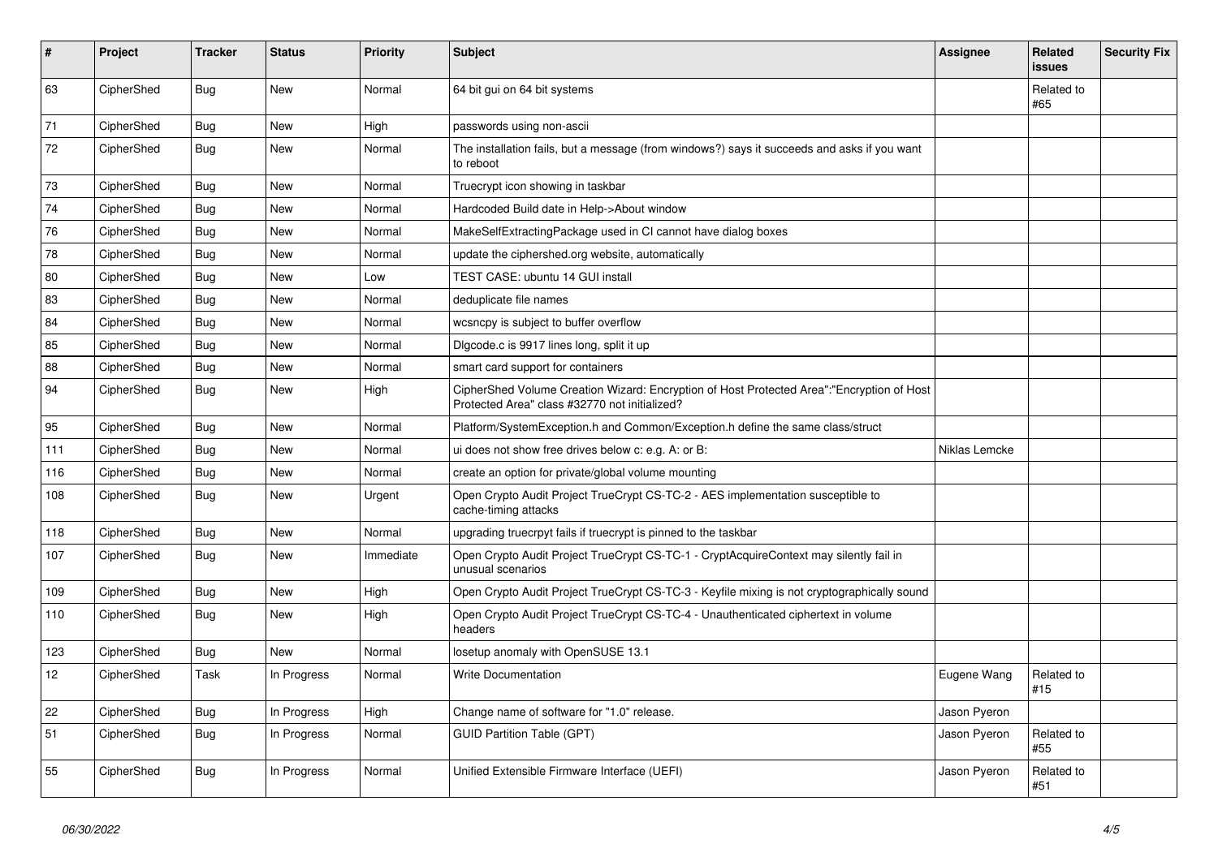| # | Project | Tracker | Status | Priority | Subject | Assignee | Related issues | Security Fix |
|---|---|---|---|---|---|---|---|---|
| 63 | CipherShed | Bug | New | Normal | 64 bit gui on 64 bit systems | | Related to #65 | |
| 71 | CipherShed | Bug | New | High | passwords using non-ascii | | | |
| 72 | CipherShed | Bug | New | Normal | The installation fails, but a message (from windows?) says it succeeds and asks if you want to reboot | | | |
| 73 | CipherShed | Bug | New | Normal | Truecrypt icon showing in taskbar | | | |
| 74 | CipherShed | Bug | New | Normal | Hardcoded Build date in Help->About window | | | |
| 76 | CipherShed | Bug | New | Normal | MakeSelfExtractingPackage used in CI cannot have dialog boxes | | | |
| 78 | CipherShed | Bug | New | Normal | update the ciphershed.org website, automatically | | | |
| 80 | CipherShed | Bug | New | Low | TEST CASE: ubuntu 14 GUI install | | | |
| 83 | CipherShed | Bug | New | Normal | deduplicate file names | | | |
| 84 | CipherShed | Bug | New | Normal | wcsncpy is subject to buffer overflow | | | |
| 85 | CipherShed | Bug | New | Normal | Dlgcode.c is 9917 lines long, split it up | | | |
| 88 | CipherShed | Bug | New | Normal | smart card support for containers | | | |
| 94 | CipherShed | Bug | New | High | CipherShed Volume Creation Wizard: Encryption of Host Protected Area":"Encryption of Host Protected Area" class #32770 not initialized? | | | |
| 95 | CipherShed | Bug | New | Normal | Platform/SystemException.h and Common/Exception.h define the same class/struct | | | |
| 111 | CipherShed | Bug | New | Normal | ui does not show free drives below c: e.g. A: or B: | Niklas Lemcke | | |
| 116 | CipherShed | Bug | New | Normal | create an option for private/global volume mounting | | | |
| 108 | CipherShed | Bug | New | Urgent | Open Crypto Audit Project TrueCrypt CS-TC-2 - AES implementation susceptible to cache-timing attacks | | | |
| 118 | CipherShed | Bug | New | Normal | upgrading truecrpyt fails if truecrypt is pinned to the taskbar | | | |
| 107 | CipherShed | Bug | New | Immediate | Open Crypto Audit Project TrueCrypt CS-TC-1 - CryptAcquireContext may silently fail in unusual scenarios | | | |
| 109 | CipherShed | Bug | New | High | Open Crypto Audit Project TrueCrypt CS-TC-3 - Keyfile mixing is not cryptographically sound | | | |
| 110 | CipherShed | Bug | New | High | Open Crypto Audit Project TrueCrypt CS-TC-4 - Unauthenticated ciphertext in volume headers | | | |
| 123 | CipherShed | Bug | New | Normal | losetup anomaly with OpenSUSE 13.1 | | | |
| 12 | CipherShed | Task | In Progress | Normal | Write Documentation | Eugene Wang | Related to #15 | |
| 22 | CipherShed | Bug | In Progress | High | Change name of software for "1.0" release. | Jason Pyeron | | |
| 51 | CipherShed | Bug | In Progress | Normal | GUID Partition Table (GPT) | Jason Pyeron | Related to #55 | |
| 55 | CipherShed | Bug | In Progress | Normal | Unified Extensible Firmware Interface (UEFI) | Jason Pyeron | Related to #51 | |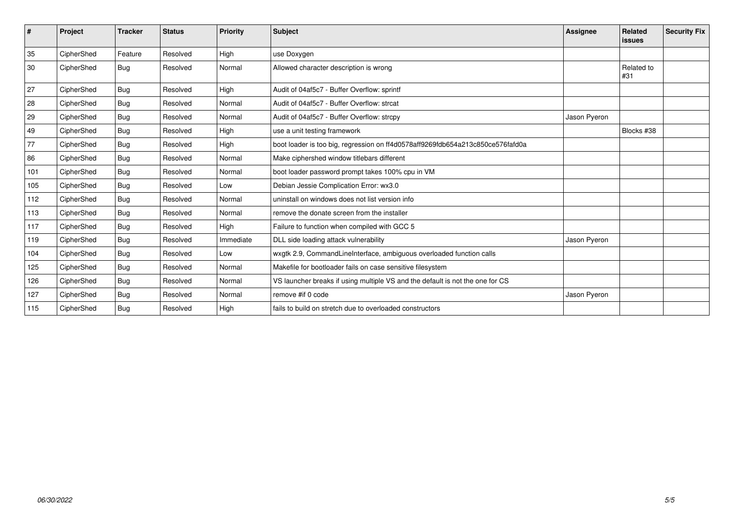| # | Project | Tracker | Status | Priority | Subject | Assignee | Related issues | Security Fix |
|---|---|---|---|---|---|---|---|---|
| 35 | CipherShed | Feature | Resolved | High | use Doxygen | | | |
| 30 | CipherShed | Bug | Resolved | Normal | Allowed character description is wrong | | Related to #31 | |
| 27 | CipherShed | Bug | Resolved | High | Audit of 04af5c7 - Buffer Overflow: sprintf | | | |
| 28 | CipherShed | Bug | Resolved | Normal | Audit of 04af5c7 - Buffer Overflow: strcat | | | |
| 29 | CipherShed | Bug | Resolved | Normal | Audit of 04af5c7 - Buffer Overflow: strcpy | Jason Pyeron | | |
| 49 | CipherShed | Bug | Resolved | High | use a unit testing framework | | Blocks #38 | |
| 77 | CipherShed | Bug | Resolved | High | boot loader is too big, regression on ff4d0578aff9269fdb654a213c850ce576fafd0a | | | |
| 86 | CipherShed | Bug | Resolved | Normal | Make ciphershed window titlebars different | | | |
| 101 | CipherShed | Bug | Resolved | Normal | boot loader password prompt takes 100% cpu in VM | | | |
| 105 | CipherShed | Bug | Resolved | Low | Debian Jessie Complication Error: wx3.0 | | | |
| 112 | CipherShed | Bug | Resolved | Normal | uninstall on windows does not list version info | | | |
| 113 | CipherShed | Bug | Resolved | Normal | remove the donate screen from the installer | | | |
| 117 | CipherShed | Bug | Resolved | High | Failure to function when compiled with GCC 5 | | | |
| 119 | CipherShed | Bug | Resolved | Immediate | DLL side loading attack vulnerability | Jason Pyeron | | |
| 104 | CipherShed | Bug | Resolved | Low | wxgtk 2.9, CommandLineInterface, ambiguous overloaded function calls | | | |
| 125 | CipherShed | Bug | Resolved | Normal | Makefile for bootloader fails on case sensitive filesystem | | | |
| 126 | CipherShed | Bug | Resolved | Normal | VS launcher breaks if using multiple VS and the default is not the one for CS | | | |
| 127 | CipherShed | Bug | Resolved | Normal | remove #if 0 code | Jason Pyeron | | |
| 115 | CipherShed | Bug | Resolved | High | fails to build on stretch due to overloaded constructors | | | |

*06/30/2022*